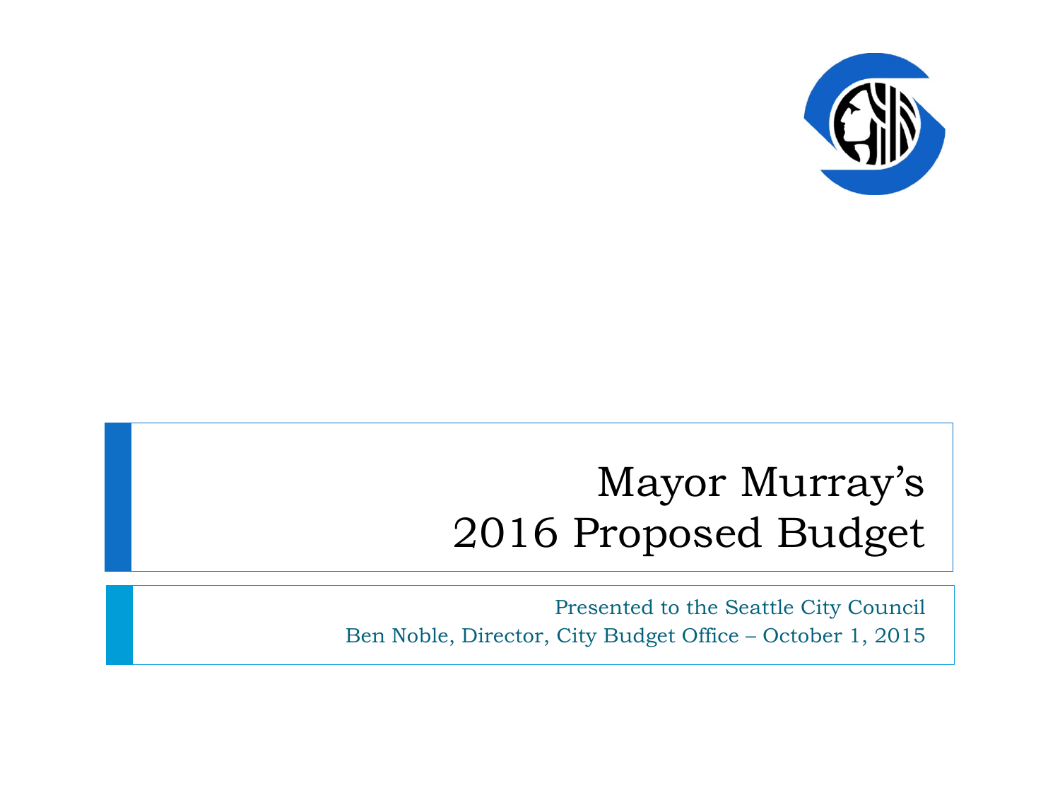# Mayor Murray's 2016 Proposed Budget

Presented to the Seattle City Council

Ben Noble, Director, City Budget Office – October 1, 2015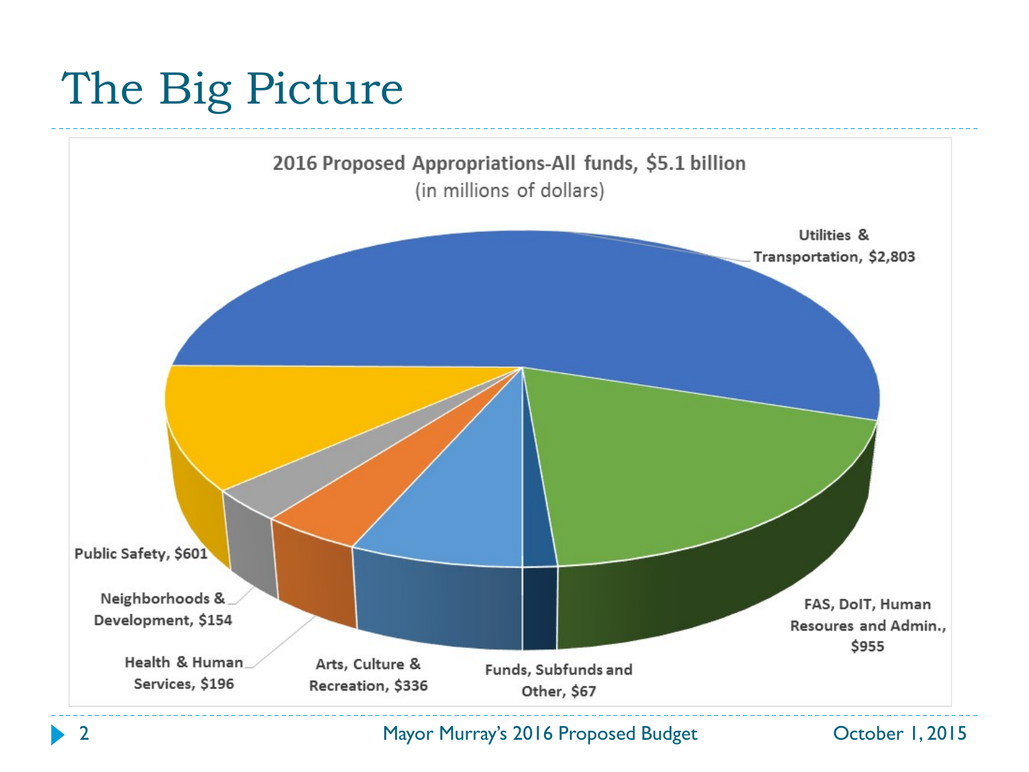# The Big Picture

**2016 Proposed Appropriations-All funds, $5.1 billion**
(in millions of dollars)

| Category | Amount |
|---|---|
| Utilities & Transportation | $2,803 |
| FAS, DoIT, Human Resoures and Admin. | $955 |
| Funds, Subfunds and Other | $67 |
| Arts, Culture & Recreation | $336 |
| Health & Human Services | $196 |
| Neighborhoods & Development | $154 |
| Public Safety | $601 |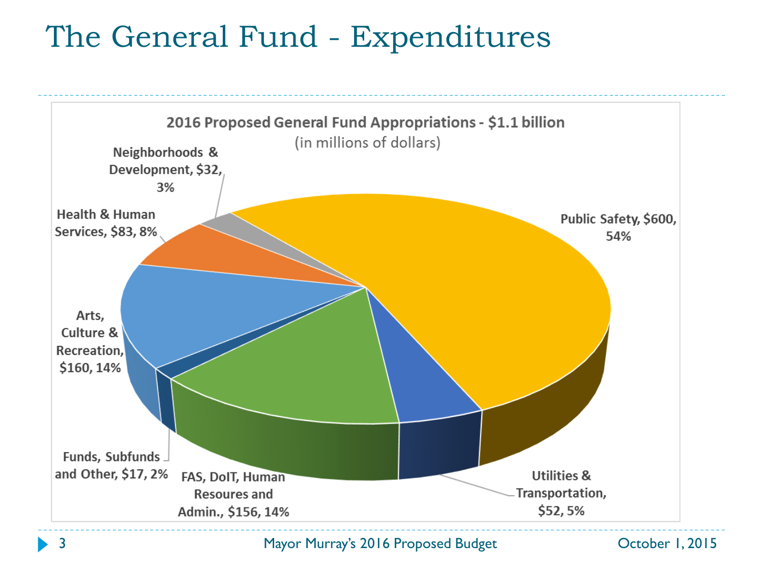# The General Fund - Expenditures

**2016 Proposed General Fund Appropriations - $1.1 billion**
(in millions of dollars)

| Category | Amount ($ millions) | Percent |
|---|---|---|
| Public Safety | $600 | 54% |
| Utilities & Transportation | $52 | 5% |
| FAS, DoIT, Human Resoures and Admin. | $156 | 14% |
| Funds, Subfunds and Other | $17 | 2% |
| Arts, Culture & Recreation | $160 | 14% |
| Health & Human Services | $83 | 8% |
| Neighborhoods & Development | $32 | 3% |

Mayor Murray's 2016 Proposed Budget

October 1, 2015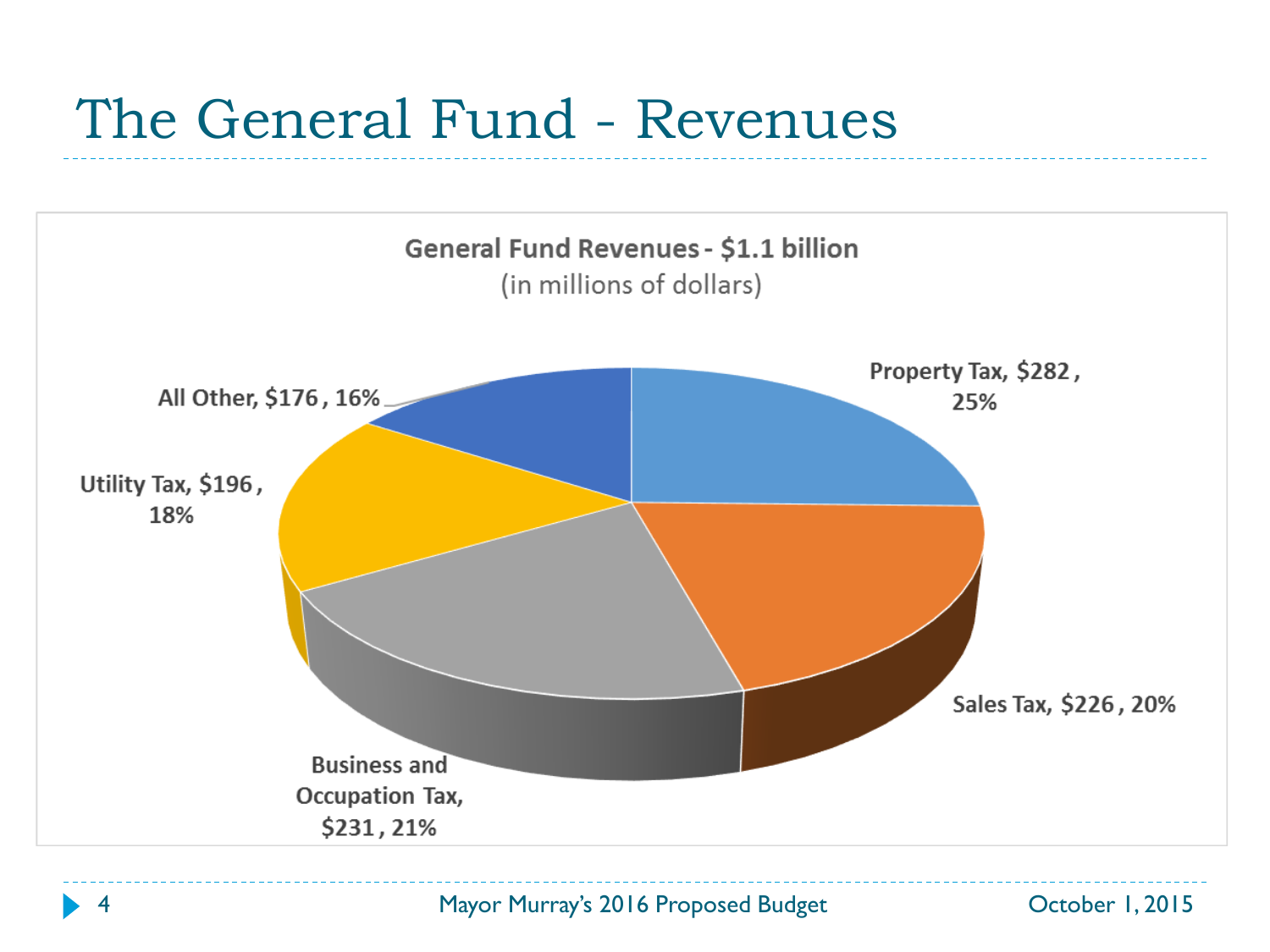# The General Fund - Revenues

**General Fund Revenues - $1.1 billion**
(in millions of dollars)

| Revenue Source | Amount ($ millions) | Percent |
| --- | --- | --- |
| Property Tax | $282 | 25% |
| Sales Tax | $226 | 20% |
| Business and Occupation Tax | $231 | 21% |
| Utility Tax | $196 | 18% |
| All Other | $176 | 16% |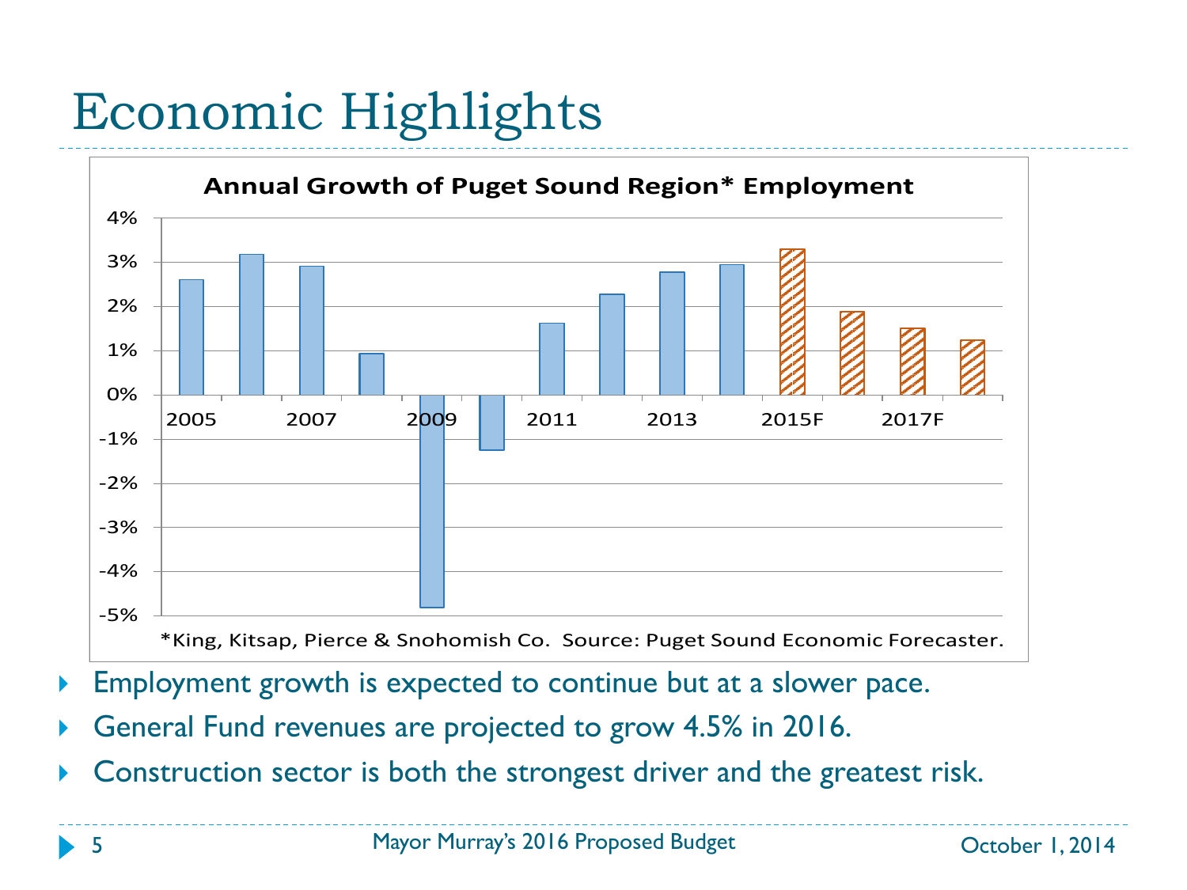# Economic Highlights

**Annual Growth of Puget Sound Region* Employment**

*King, Kitsap, Pierce & Snohomish Co. Source: Puget Sound Economic Forecaster.

- Employment growth is expected to continue but at a slower pace.
- General Fund revenues are projected to grow 4.5% in 2016.
- Construction sector is both the strongest driver and the greatest risk.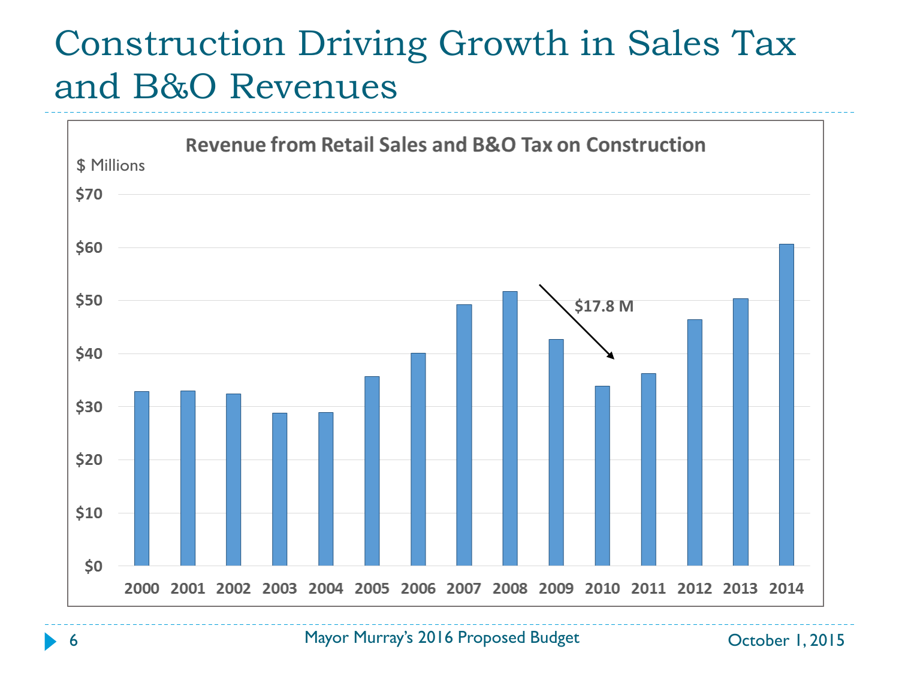# Construction Driving Growth in Sales Tax and B&O Revenues

**Revenue from Retail Sales and B&O Tax on Construction**

$ Millions

$70

$60

$50

$40

$30

$20

$10

$0

2000 2001 2002 2003 2004 2005 2006 2007 2008 2009 2010 2011 2012 2013 2014

$17.8 M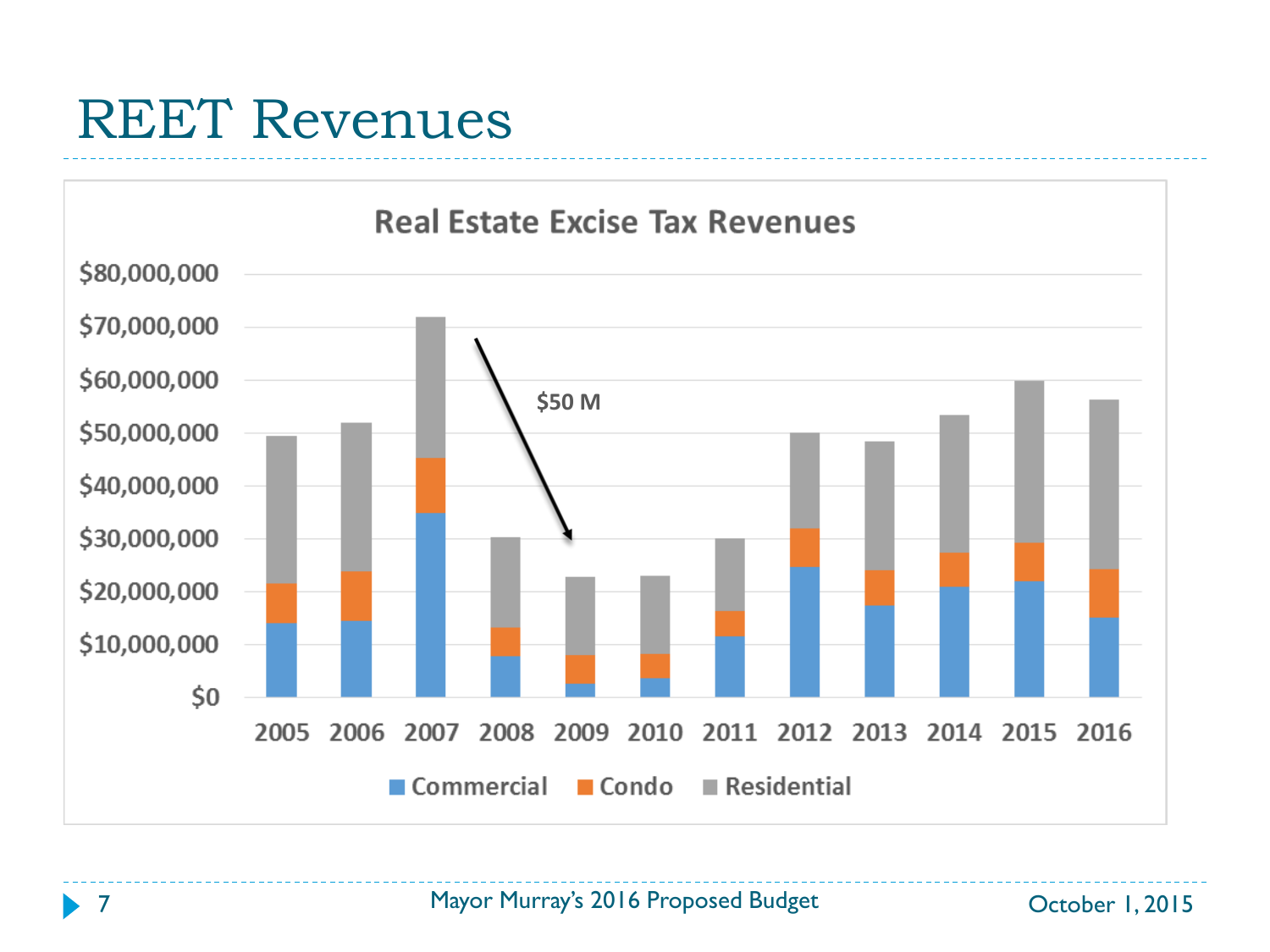# REET Revenues

**Real Estate Excise Tax Revenues**

$50 M

Legend: Commercial, Condo, Residential

Years: 2005, 2006, 2007, 2008, 2009, 2010, 2011, 2012, 2013, 2014, 2015, 2016

Y-axis: $0, $10,000,000, $20,000,000, $30,000,000, $40,000,000, $50,000,000, $60,000,000, $70,000,000, $80,000,000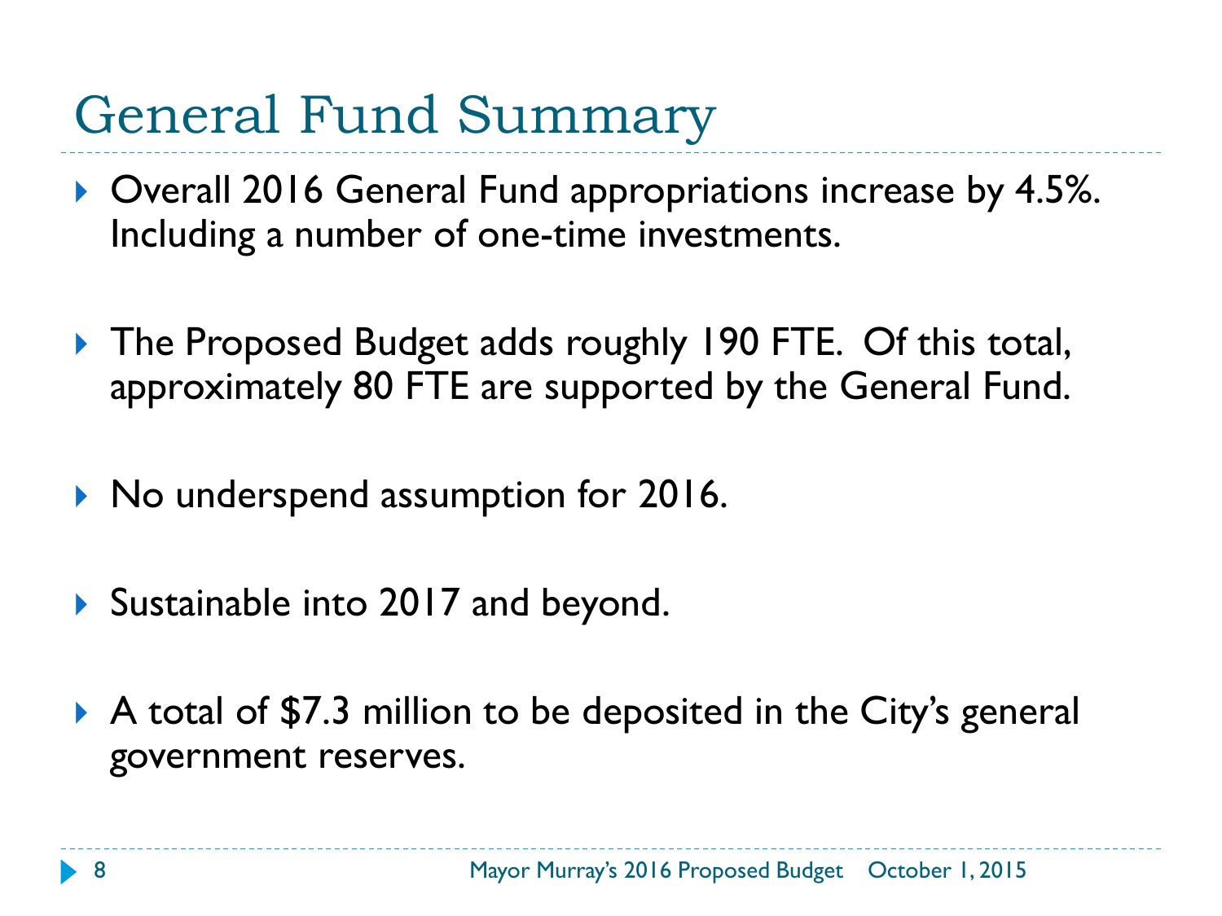# General Fund Summary

- Overall 2016 General Fund appropriations increase by 4.5%. Including a number of one-time investments.
- The Proposed Budget adds roughly 190 FTE. Of this total, approximately 80 FTE are supported by the General Fund.
- No underspend assumption for 2016.
- Sustainable into 2017 and beyond.
- A total of $7.3 million to be deposited in the City's general government reserves.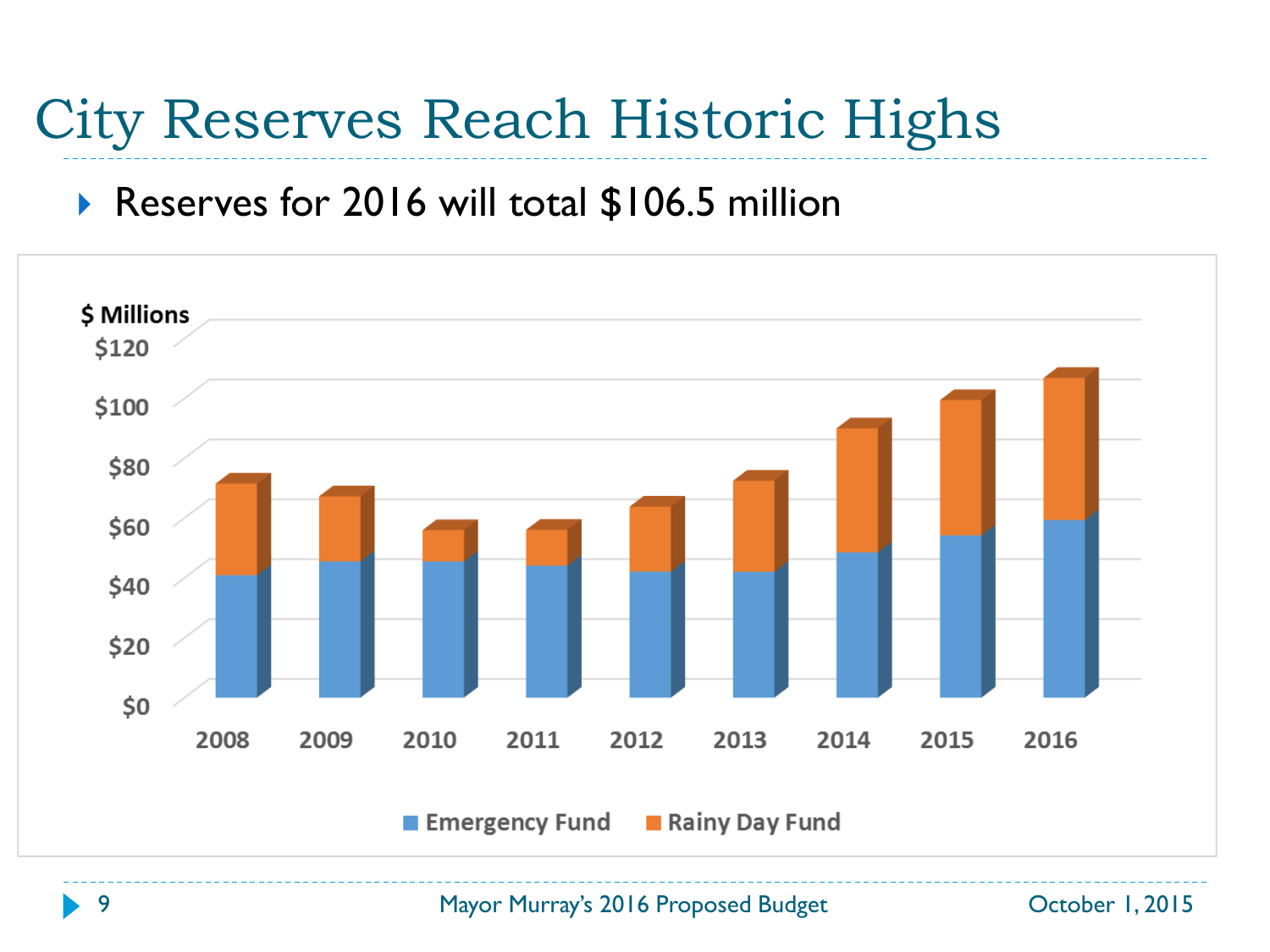# City Reserves Reach Historic Highs

- Reserves for 2016 will total $106.5 million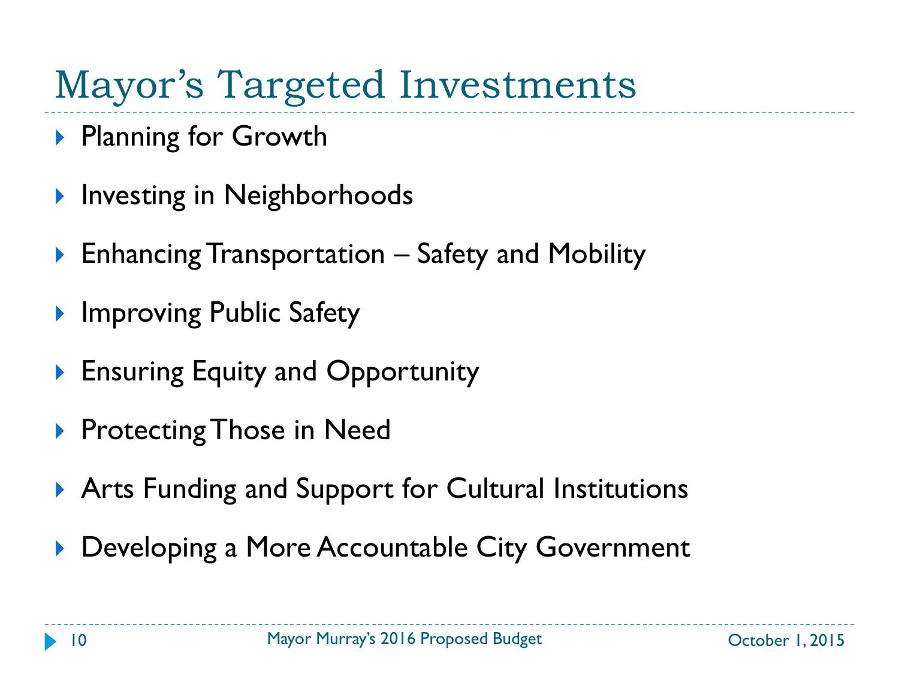# Mayor's Targeted Investments

- Planning for Growth
- Investing in Neighborhoods
- Enhancing Transportation – Safety and Mobility
- Improving Public Safety
- Ensuring Equity and Opportunity
- Protecting Those in Need
- Arts Funding and Support for Cultural Institutions
- Developing a More Accountable City Government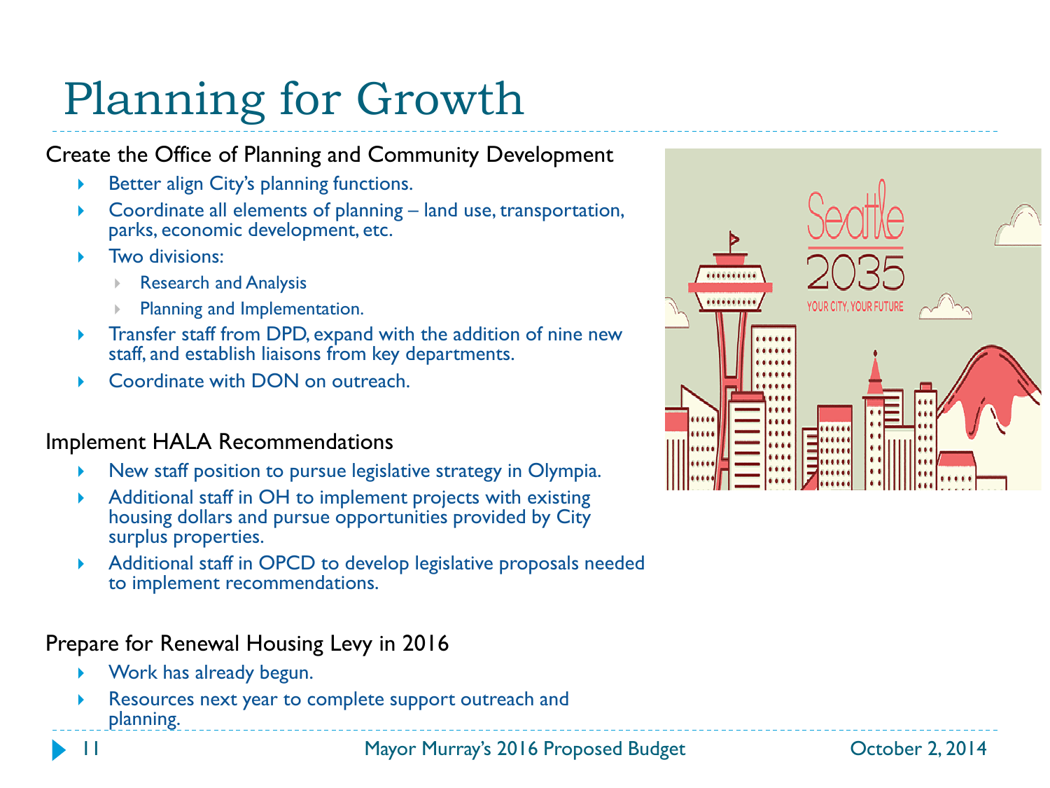# Planning for Growth

## Create the Office of Planning and Community Development

- Better align City's planning functions.
- Coordinate all elements of planning – land use, transportation, parks, economic development, etc.
- Two divisions:
  - Research and Analysis
  - Planning and Implementation.
- Transfer staff from DPD, expand with the addition of nine new staff, and establish liaisons from key departments.
- Coordinate with DON on outreach.

## Implement HALA Recommendations

- New staff position to pursue legislative strategy in Olympia.
- Additional staff in OH to implement projects with existing housing dollars and pursue opportunities provided by City surplus properties.
- Additional staff in OPCD to develop legislative proposals needed to implement recommendations.

## Prepare for Renewal Housing Levy in 2016

- Work has already begun.
- Resources next year to complete support outreach and planning.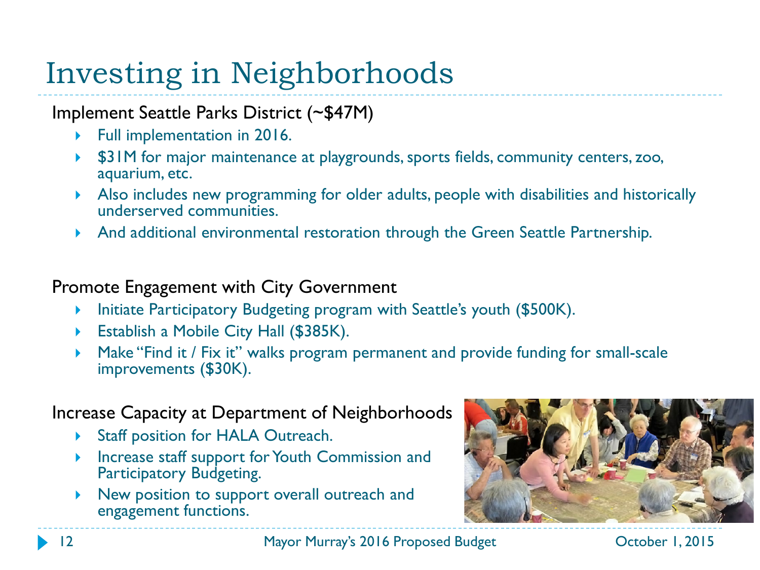# Investing in Neighborhoods

Implement Seattle Parks District (~$47M)

- Full implementation in 2016.
- $31M for major maintenance at playgrounds, sports fields, community centers, zoo, aquarium, etc.
- Also includes new programming for older adults, people with disabilities and historically underserved communities.
- And additional environmental restoration through the Green Seattle Partnership.

Promote Engagement with City Government

- Initiate Participatory Budgeting program with Seattle's youth ($500K).
- Establish a Mobile City Hall ($385K).
- Make "Find it / Fix it" walks program permanent and provide funding for small-scale improvements ($30K).

Increase Capacity at Department of Neighborhoods

- Staff position for HALA Outreach.
- Increase staff support for Youth Commission and Participatory Budgeting.
- New position to support overall outreach and engagement functions.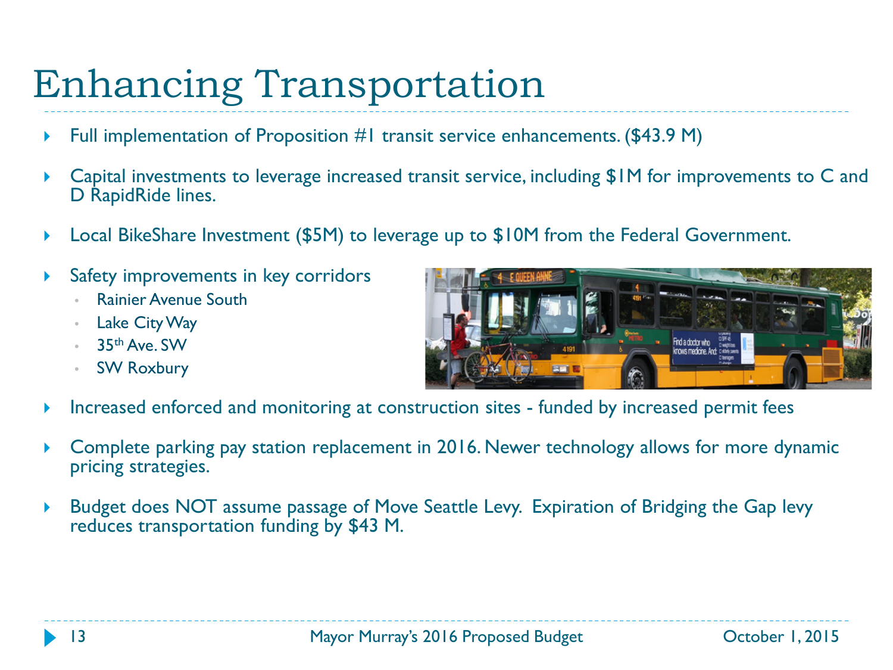# Enhancing Transportation

- Full implementation of Proposition #1 transit service enhancements. ($43.9 M)
- Capital investments to leverage increased transit service, including $1M for improvements to C and D RapidRide lines.
- Local BikeShare Investment ($5M) to leverage up to $10M from the Federal Government.
- Safety improvements in key corridors
  - Rainier Avenue South
  - Lake City Way
  - 35th Ave. SW
  - SW Roxbury
- Increased enforced and monitoring at construction sites - funded by increased permit fees
- Complete parking pay station replacement in 2016. Newer technology allows for more dynamic pricing strategies.
- Budget does NOT assume passage of Move Seattle Levy. Expiration of Bridging the Gap levy reduces transportation funding by $43 M.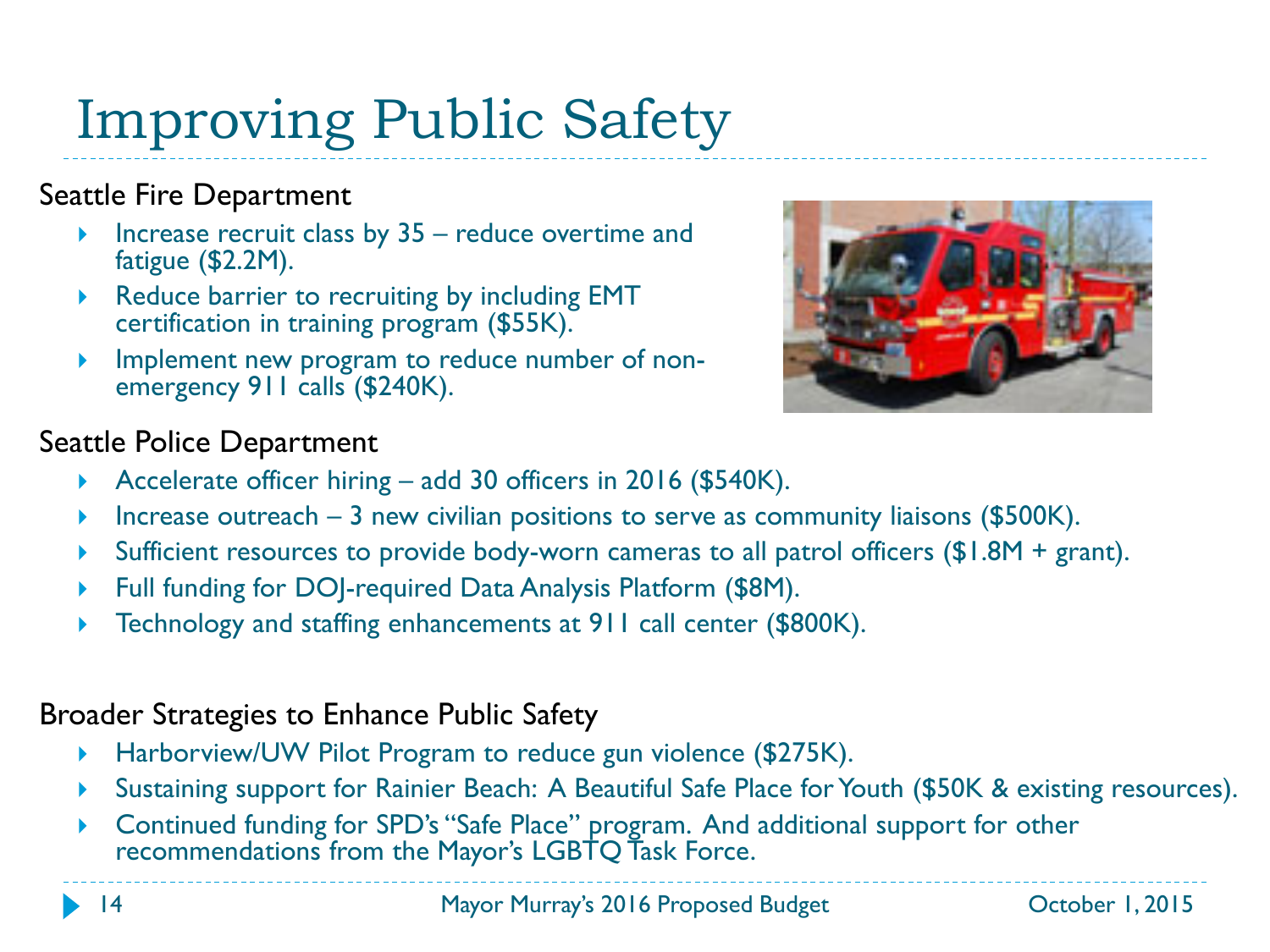# Improving Public Safety

## Seattle Fire Department

- Increase recruit class by 35 – reduce overtime and fatigue ($2.2M).
- Reduce barrier to recruiting by including EMT certification in training program ($55K).
- Implement new program to reduce number of non-emergency 911 calls ($240K).

## Seattle Police Department

- Accelerate officer hiring – add 30 officers in 2016 ($540K).
- Increase outreach – 3 new civilian positions to serve as community liaisons ($500K).
- Sufficient resources to provide body-worn cameras to all patrol officers ($1.8M + grant).
- Full funding for DOJ-required Data Analysis Platform ($8M).
- Technology and staffing enhancements at 911 call center ($800K).

## Broader Strategies to Enhance Public Safety

- Harborview/UW Pilot Program to reduce gun violence ($275K).
- Sustaining support for Rainier Beach: A Beautiful Safe Place for Youth ($50K & existing resources).
- Continued funding for SPD's "Safe Place" program. And additional support for other recommendations from the Mayor's LGBTQ Task Force.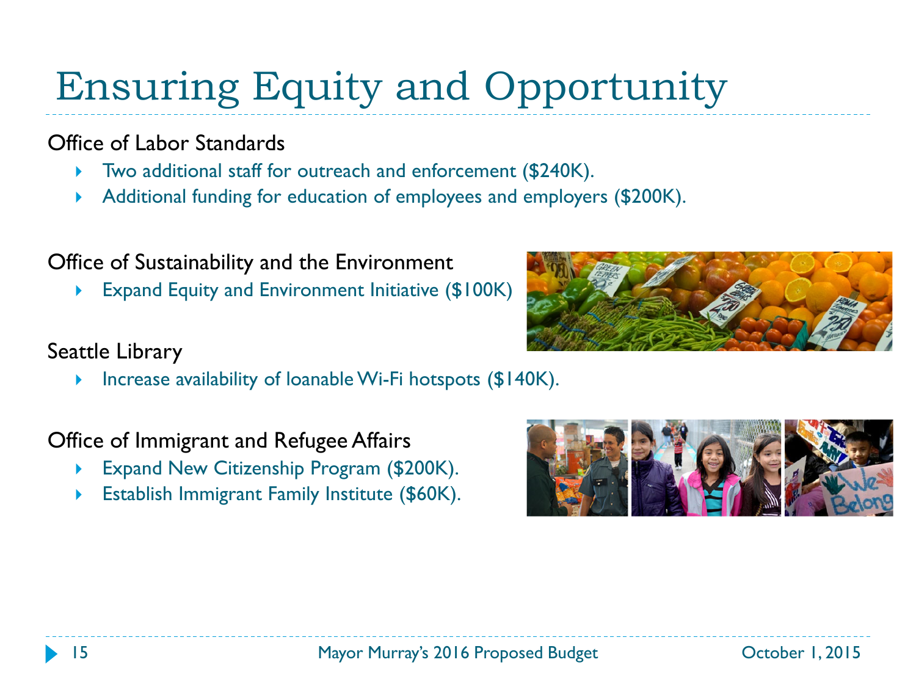# Ensuring Equity and Opportunity

Office of Labor Standards

- Two additional staff for outreach and enforcement ($240K).
- Additional funding for education of employees and employers ($200K).

Office of Sustainability and the Environment

- Expand Equity and Environment Initiative ($100K)

Seattle Library

- Increase availability of loanable Wi-Fi hotspots ($140K).

Office of Immigrant and Refugee Affairs

- Expand New Citizenship Program ($200K).
- Establish Immigrant Family Institute ($60K).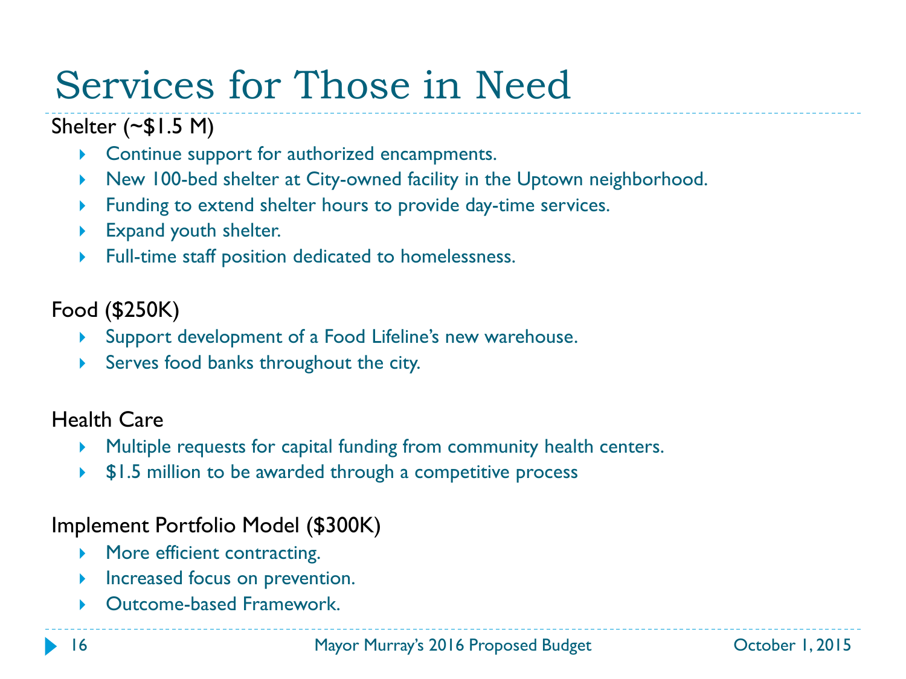# Services for Those in Need

Shelter (~$1.5 M)

- Continue support for authorized encampments.
- New 100-bed shelter at City-owned facility in the Uptown neighborhood.
- Funding to extend shelter hours to provide day-time services.
- Expand youth shelter.
- Full-time staff position dedicated to homelessness.

Food ($250K)

- Support development of a Food Lifeline's new warehouse.
- Serves food banks throughout the city.

Health Care

- Multiple requests for capital funding from community health centers.
- $1.5 million to be awarded through a competitive process

Implement Portfolio Model ($300K)

- More efficient contracting.
- Increased focus on prevention.
- Outcome-based Framework.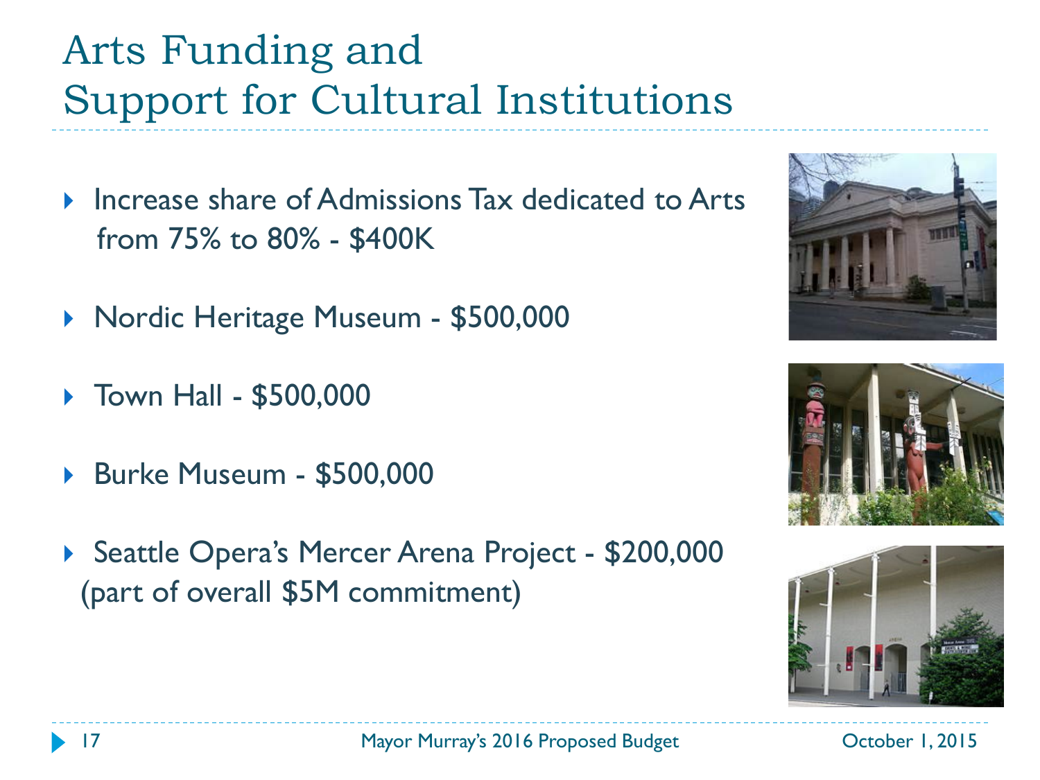# Arts Funding and Support for Cultural Institutions

- Increase share of Admissions Tax dedicated to Arts from 75% to 80% - $400K
- Nordic Heritage Museum - $500,000
- Town Hall - $500,000
- Burke Museum - $500,000
- Seattle Opera's Mercer Arena Project - $200,000 (part of overall $5M commitment)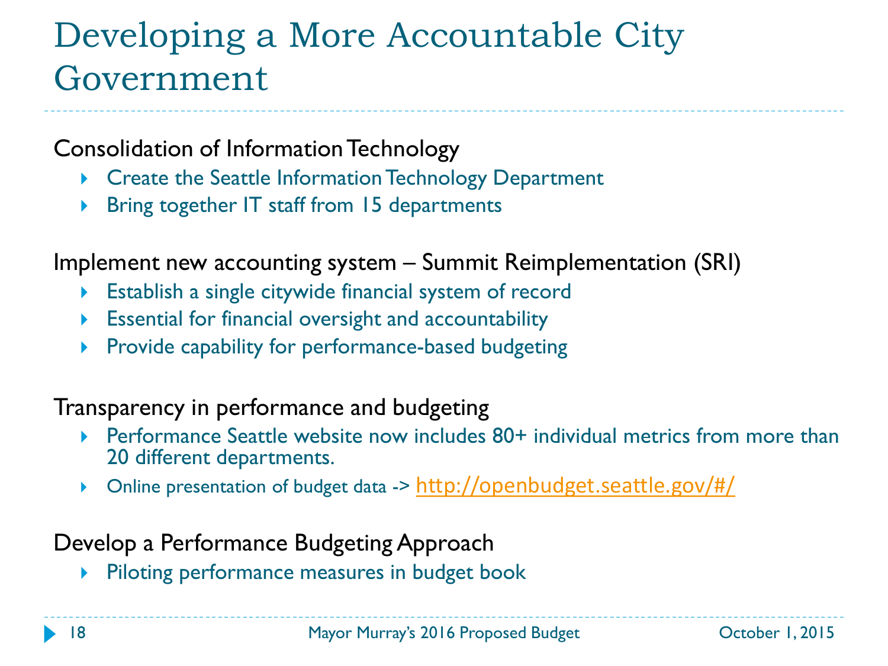# Developing a More Accountable City Government

Consolidation of Information Technology

- Create the Seattle Information Technology Department
- Bring together IT staff from 15 departments

Implement new accounting system – Summit Reimplementation (SRI)

- Establish a single citywide financial system of record
- Essential for financial oversight and accountability
- Provide capability for performance-based budgeting

Transparency in performance and budgeting

- Performance Seattle website now includes 80+ individual metrics from more than 20 different departments.
- Online presentation of budget data -> http://openbudget.seattle.gov/#/

Develop a Performance Budgeting Approach

- Piloting performance measures in budget book